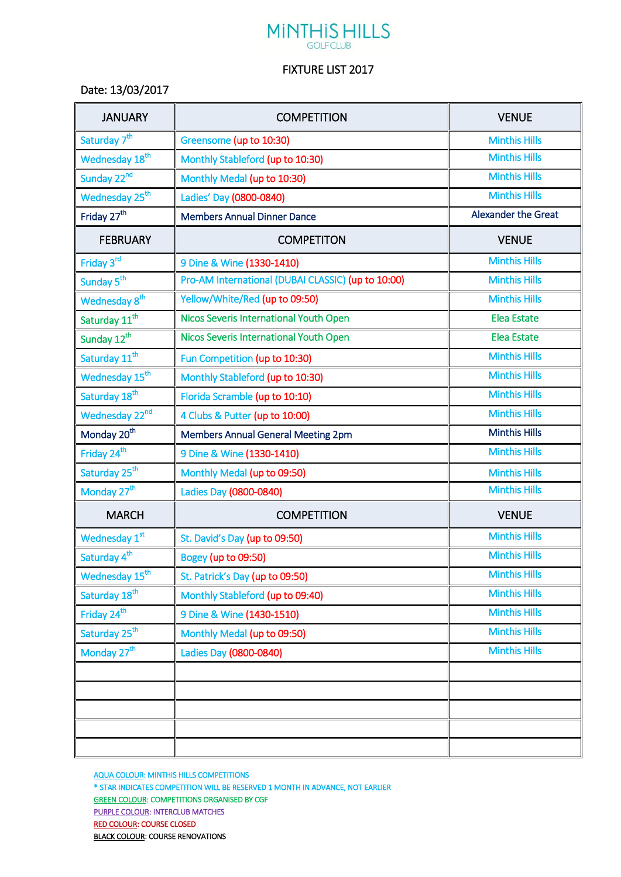# MiNTHiS HILLS

GOLF CLUB

## FIXTURE LIST 2017

Date: 13/03/2017

| JANUARY | COMPETITION | VENUE |
|---|---|---|
| Saturday 7th | Greensome (up to 10:30) | Minthis Hills |
| Wednesday 18th | Monthly Stableford (up to 10:30) | Minthis Hills |
| Sunday 22nd | Monthly Medal (up to 10:30) | Minthis Hills |
| Wednesday 25th | Ladies' Day (0800-0840) | Minthis Hills |
| Friday 27th | Members Annual Dinner Dance | Alexander the Great |
| **FEBRUARY** | **COMPETITON** | **VENUE** |
| Friday 3rd | 9 Dine & Wine (1330-1410) | Minthis Hills |
| Sunday 5th | Pro-AM International (DUBAI CLASSIC) (up to 10:00) | Minthis Hills |
| Wednesday 8th | Yellow/White/Red (up to 09:50) | Minthis Hills |
| Saturday 11th | Nicos Severis International Youth Open | Elea Estate |
| Sunday 12th | Nicos Severis International Youth Open | Elea Estate |
| Saturday 11th | Fun Competition (up to 10:30) | Minthis Hills |
| Wednesday 15th | Monthly Stableford (up to 10:30) | Minthis Hills |
| Saturday 18th | Florida Scramble (up to 10:10) | Minthis Hills |
| Wednesday 22nd | 4 Clubs & Putter (up to 10:00) | Minthis Hills |
| Monday 20th | Members Annual General Meeting 2pm | Minthis Hills |
| Friday 24th | 9 Dine & Wine (1330-1410) | Minthis Hills |
| Saturday 25th | Monthly Medal (up to 09:50) | Minthis Hills |
| Monday 27th | Ladies Day (0800-0840) | Minthis Hills |
| **MARCH** | **COMPETITION** | **VENUE** |
| Wednesday 1st | St. David's Day (up to 09:50) | Minthis Hills |
| Saturday 4th | Bogey (up to 09:50) | Minthis Hills |
| Wednesday 15th | St. Patrick's Day (up to 09:50) | Minthis Hills |
| Saturday 18th | Monthly Stableford (up to 09:40) | Minthis Hills |
| Friday 24th | 9 Dine & Wine (1430-1510) | Minthis Hills |
| Saturday 25th | Monthly Medal (up to 09:50) | Minthis Hills |
| Monday 27th | Ladies Day (0800-0840) | Minthis Hills |
| | | |
| | | |
| | | |
| | | |
| | | |

AQUA COLOUR: MINTHIS HILLS COMPETITIONS

* STAR INDICATES COMPETITION WILL BE RESERVED 1 MONTH IN ADVANCE, NOT EARLIER

GREEN COLOUR: COMPETITIONS ORGANISED BY CGF

PURPLE COLOUR: INTERCLUB MATCHES

RED COLOUR: COURSE CLOSED

BLACK COLOUR: COURSE RENOVATIONS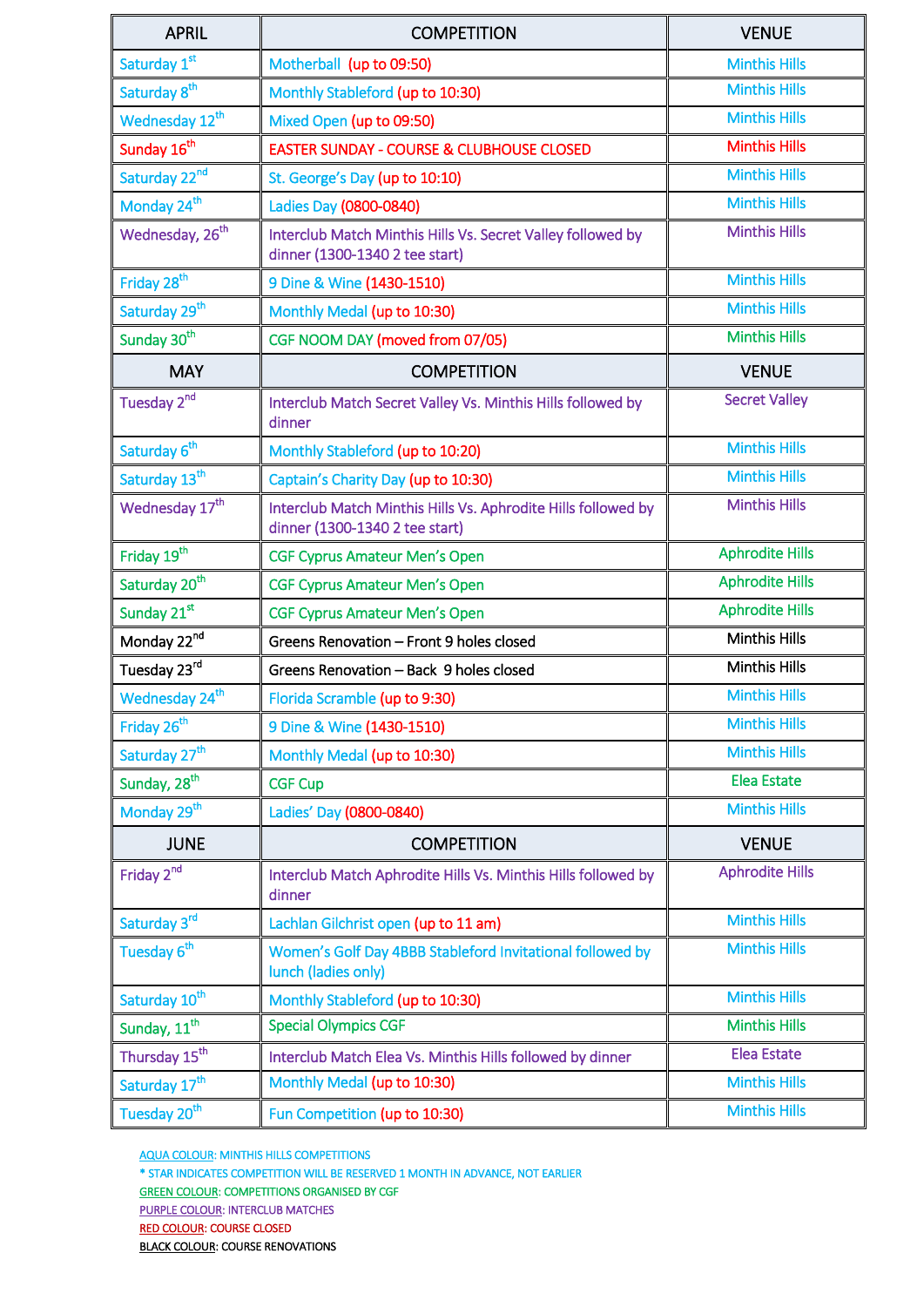| APRIL | COMPETITION | VENUE |
|---|---|---|
| Saturday 1st | Motherball (up to 09:50) | Minthis Hills |
| Saturday 8th | Monthly Stableford (up to 10:30) | Minthis Hills |
| Wednesday 12th | Mixed Open (up to 09:50) | Minthis Hills |
| Sunday 16th | EASTER SUNDAY - COURSE & CLUBHOUSE CLOSED | Minthis Hills |
| Saturday 22nd | St. George's Day (up to 10:10) | Minthis Hills |
| Monday 24th | Ladies Day (0800-0840) | Minthis Hills |
| Wednesday, 26th | Interclub Match Minthis Hills Vs. Secret Valley followed by dinner (1300-1340 2 tee start) | Minthis Hills |
| Friday 28th | 9 Dine & Wine (1430-1510) | Minthis Hills |
| Saturday 29th | Monthly Medal (up to 10:30) | Minthis Hills |
| Sunday 30th | CGF NOOM DAY (moved from 07/05) | Minthis Hills |
| **MAY** | **COMPETITION** | **VENUE** |
| Tuesday 2nd | Interclub Match Secret Valley Vs. Minthis Hills followed by dinner | Secret Valley |
| Saturday 6th | Monthly Stableford (up to 10:20) | Minthis Hills |
| Saturday 13th | Captain's Charity Day (up to 10:30) | Minthis Hills |
| Wednesday 17th | Interclub Match Minthis Hills Vs. Aphrodite Hills followed by dinner (1300-1340 2 tee start) | Minthis Hills |
| Friday 19th | CGF Cyprus Amateur Men's Open | Aphrodite Hills |
| Saturday 20th | CGF Cyprus Amateur Men's Open | Aphrodite Hills |
| Sunday 21st | CGF Cyprus Amateur Men's Open | Aphrodite Hills |
| Monday 22nd | Greens Renovation – Front 9 holes closed | Minthis Hills |
| Tuesday 23rd | Greens Renovation – Back 9 holes closed | Minthis Hills |
| Wednesday 24th | Florida Scramble (up to 9:30) | Minthis Hills |
| Friday 26th | 9 Dine & Wine (1430-1510) | Minthis Hills |
| Saturday 27th | Monthly Medal (up to 10:30) | Minthis Hills |
| Sunday, 28th | CGF Cup | Elea Estate |
| Monday 29th | Ladies' Day (0800-0840) | Minthis Hills |
| **JUNE** | **COMPETITION** | **VENUE** |
| Friday 2nd | Interclub Match Aphrodite Hills Vs. Minthis Hills followed by dinner | Aphrodite Hills |
| Saturday 3rd | Lachlan Gilchrist open (up to 11 am) | Minthis Hills |
| Tuesday 6th | Women's Golf Day 4BBB Stableford Invitational followed by lunch (ladies only) | Minthis Hills |
| Saturday 10th | Monthly Stableford (up to 10:30) | Minthis Hills |
| Sunday, 11th | Special Olympics CGF | Minthis Hills |
| Thursday 15th | Interclub Match Elea Vs. Minthis Hills followed by dinner | Elea Estate |
| Saturday 17th | Monthly Medal (up to 10:30) | Minthis Hills |
| Tuesday 20th | Fun Competition (up to 10:30) | Minthis Hills |

AQUA COLOUR: MINTHIS HILLS COMPETITIONS

* STAR INDICATES COMPETITION WILL BE RESERVED 1 MONTH IN ADVANCE, NOT EARLIER

GREEN COLOUR: COMPETITIONS ORGANISED BY CGF

PURPLE COLOUR: INTERCLUB MATCHES

RED COLOUR: COURSE CLOSED

BLACK COLOUR: COURSE RENOVATIONS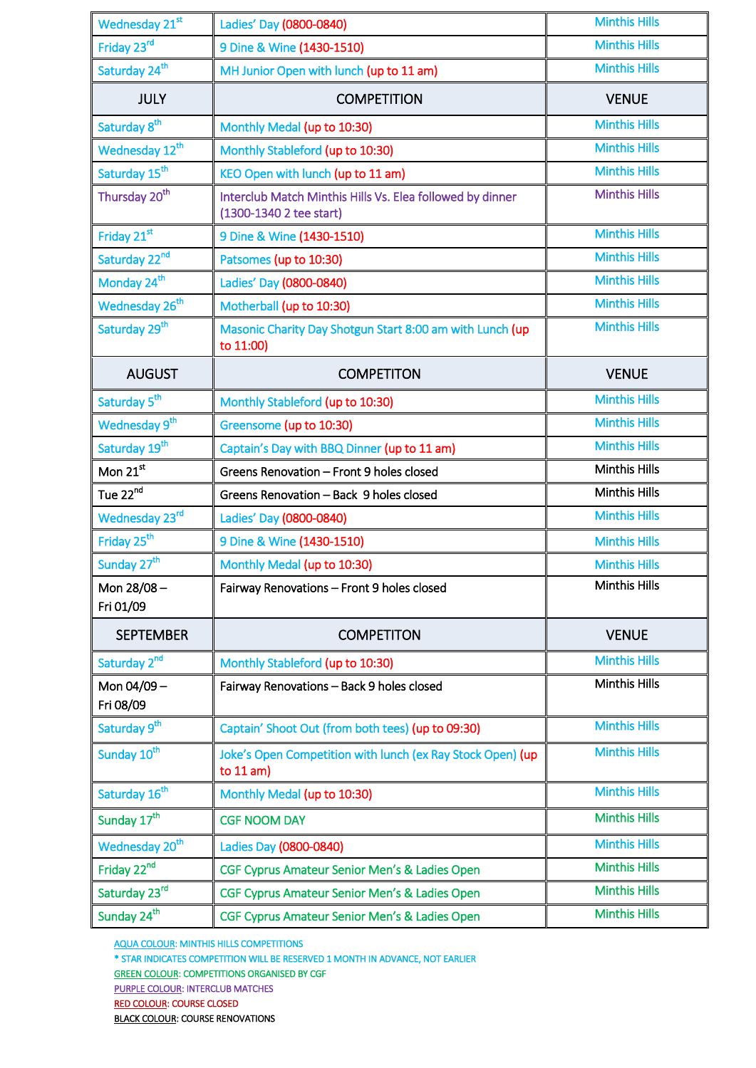| | | |
|---|---|---|
| Wednesday 21st | Ladies' Day (0800-0840) | Minthis Hills |
| Friday 23rd | 9 Dine & Wine (1430-1510) | Minthis Hills |
| Saturday 24th | MH Junior Open with lunch (up to 11 am) | Minthis Hills |
| **JULY** | **COMPETITION** | **VENUE** |
| Saturday 8th | Monthly Medal (up to 10:30) | Minthis Hills |
| Wednesday 12th | Monthly Stableford (up to 10:30) | Minthis Hills |
| Saturday 15th | KEO Open with lunch (up to 11 am) | Minthis Hills |
| Thursday 20th | Interclub Match Minthis Hills Vs. Elea followed by dinner (1300-1340 2 tee start) | Minthis Hills |
| Friday 21st | 9 Dine & Wine (1430-1510) | Minthis Hills |
| Saturday 22nd | Patsomes (up to 10:30) | Minthis Hills |
| Monday 24th | Ladies' Day (0800-0840) | Minthis Hills |
| Wednesday 26th | Motherball (up to 10:30) | Minthis Hills |
| Saturday 29th | Masonic Charity Day Shotgun Start 8:00 am with Lunch (up to 11:00) | Minthis Hills |
| **AUGUST** | **COMPETITON** | **VENUE** |
| Saturday 5th | Monthly Stableford (up to 10:30) | Minthis Hills |
| Wednesday 9th | Greensome (up to 10:30) | Minthis Hills |
| Saturday 19th | Captain's Day with BBQ Dinner (up to 11 am) | Minthis Hills |
| Mon 21st | Greens Renovation – Front 9 holes closed | Minthis Hills |
| Tue 22nd | Greens Renovation – Back 9 holes closed | Minthis Hills |
| Wednesday 23rd | Ladies' Day (0800-0840) | Minthis Hills |
| Friday 25th | 9 Dine & Wine (1430-1510) | Minthis Hills |
| Sunday 27th | Monthly Medal (up to 10:30) | Minthis Hills |
| Mon 28/08 – Fri 01/09 | Fairway Renovations – Front 9 holes closed | Minthis Hills |
| **SEPTEMBER** | **COMPETITON** | **VENUE** |
| Saturday 2nd | Monthly Stableford (up to 10:30) | Minthis Hills |
| Mon 04/09 – Fri 08/09 | Fairway Renovations – Back 9 holes closed | Minthis Hills |
| Saturday 9th | Captain' Shoot Out (from both tees) (up to 09:30) | Minthis Hills |
| Sunday 10th | Joke's Open Competition with lunch (ex Ray Stock Open) (up to 11 am) | Minthis Hills |
| Saturday 16th | Monthly Medal (up to 10:30) | Minthis Hills |
| Sunday 17th | CGF NOOM DAY | Minthis Hills |
| Wednesday 20th | Ladies Day (0800-0840) | Minthis Hills |
| Friday 22nd | CGF Cyprus Amateur Senior Men's & Ladies Open | Minthis Hills |
| Saturday 23rd | CGF Cyprus Amateur Senior Men's & Ladies Open | Minthis Hills |
| Sunday 24th | CGF Cyprus Amateur Senior Men's & Ladies Open | Minthis Hills |

AQUA COLOUR: MINTHIS HILLS COMPETITIONS
* STAR INDICATES COMPETITION WILL BE RESERVED 1 MONTH IN ADVANCE, NOT EARLIER
GREEN COLOUR: COMPETITIONS ORGANISED BY CGF
PURPLE COLOUR: INTERCLUB MATCHES
RED COLOUR: COURSE CLOSED
BLACK COLOUR: COURSE RENOVATIONS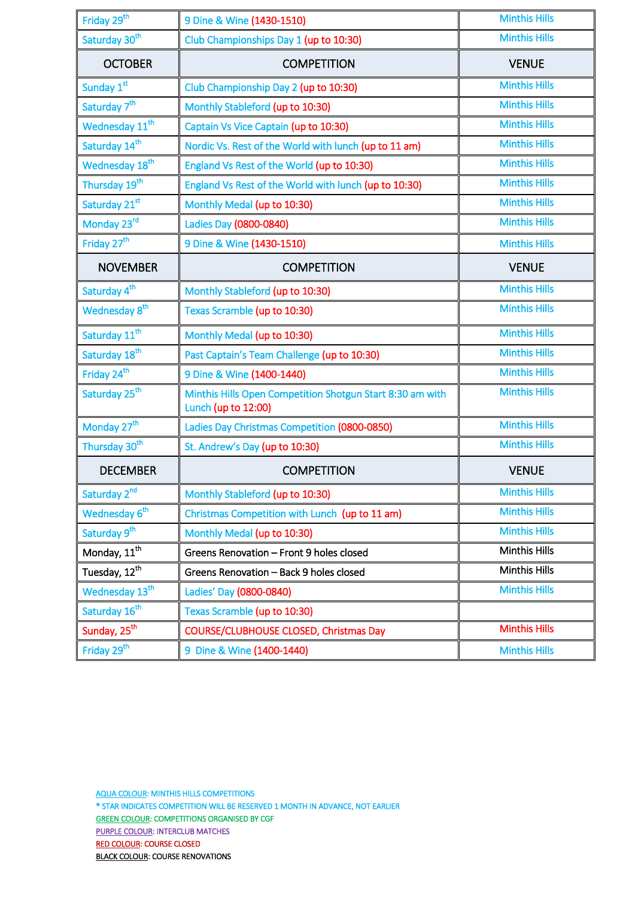| | | |
|---|---|---|
| Friday 29th | 9 Dine & Wine (1430-1510) | Minthis Hills |
| Saturday 30th | Club Championships Day 1 (up to 10:30) | Minthis Hills |
| OCTOBER | COMPETITION | VENUE |
| Sunday 1st | Club Championship Day 2 (up to 10:30) | Minthis Hills |
| Saturday 7th | Monthly Stableford (up to 10:30) | Minthis Hills |
| Wednesday 11th | Captain Vs Vice Captain (up to 10:30) | Minthis Hills |
| Saturday 14th | Nordic Vs. Rest of the World with lunch (up to 11 am) | Minthis Hills |
| Wednesday 18th | England Vs Rest of the World (up to 10:30) | Minthis Hills |
| Thursday 19th | England Vs Rest of the World with lunch (up to 10:30) | Minthis Hills |
| Saturday 21st | Monthly Medal (up to 10:30) | Minthis Hills |
| Monday 23rd | Ladies Day (0800-0840) | Minthis Hills |
| Friday 27th | 9 Dine & Wine (1430-1510) | Minthis Hills |
| NOVEMBER | COMPETITION | VENUE |
| Saturday 4th | Monthly Stableford (up to 10:30) | Minthis Hills |
| Wednesday 8th | Texas Scramble (up to 10:30) | Minthis Hills |
| Saturday 11th | Monthly Medal (up to 10:30) | Minthis Hills |
| Saturday 18th | Past Captain's Team Challenge (up to 10:30) | Minthis Hills |
| Friday 24th | 9 Dine & Wine (1400-1440) | Minthis Hills |
| Saturday 25th | Minthis Hills Open Competition Shotgun Start 8:30 am with Lunch (up to 12:00) | Minthis Hills |
| Monday 27th | Ladies Day Christmas Competition (0800-0850) | Minthis Hills |
| Thursday 30th | St. Andrew's Day (up to 10:30) | Minthis Hills |
| DECEMBER | COMPETITION | VENUE |
| Saturday 2nd | Monthly Stableford (up to 10:30) | Minthis Hills |
| Wednesday 6th | Christmas Competition with Lunch (up to 11 am) | Minthis Hills |
| Saturday 9th | Monthly Medal (up to 10:30) | Minthis Hills |
| Monday, 11th | Greens Renovation – Front 9 holes closed | Minthis Hills |
| Tuesday, 12th | Greens Renovation – Back 9 holes closed | Minthis Hills |
| Wednesday 13th | Ladies' Day (0800-0840) | Minthis Hills |
| Saturday 16th | Texas Scramble (up to 10:30) | |
| Sunday, 25th | COURSE/CLUBHOUSE CLOSED, Christmas Day | Minthis Hills |
| Friday 29th | 9 Dine & Wine (1400-1440) | Minthis Hills |

AQUA COLOUR: MINTHIS HILLS COMPETITIONS

* STAR INDICATES COMPETITION WILL BE RESERVED 1 MONTH IN ADVANCE, NOT EARLIER

GREEN COLOUR: COMPETITIONS ORGANISED BY CGF

PURPLE COLOUR: INTERCLUB MATCHES

RED COLOUR: COURSE CLOSED

BLACK COLOUR: COURSE RENOVATIONS